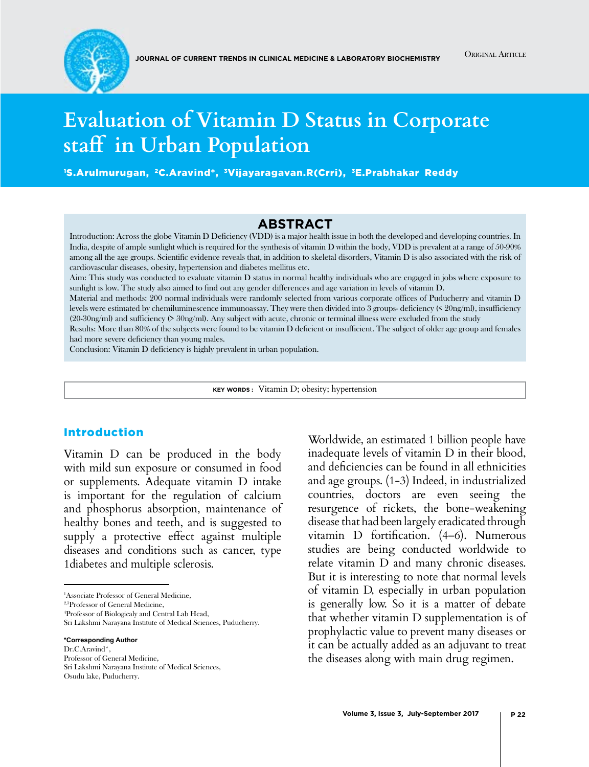# Evaluation of Vitamin D Status in Corporate staff in Urban Population

[1]S.Arulmurugan, [2]C.Aravind*, [3]Vijayaragavan.R(Crri), [3]E.Prabhakar Reddy

## ABSTRACT

Introduction: Across the globe Vitamin D Deficiency (VDD) is a major health issue in both the developed and developing countries. In India, despite of ample sunlight which is required for the synthesis of vitamin D within the body, VDD is prevalent at a range of 50-90% among all the age groups. Scientific evidence reveals that, in addition to skeletal disorders, Vitamin D is also associated with the risk of cardiovascular diseases, obesity, hypertension and diabetes mellitus etc.

Aim: This study was conducted to evaluate vitamin D status in normal healthy individuals who are engaged in jobs where exposure to sunlight is low. The study also aimed to find out any gender differences and age variation in levels of vitamin D.

Material and methods: 200 normal individuals were randomly selected from various corporate offices of Puducherry and vitamin D levels were estimated by chemiluminescence immunoassay. They were then divided into 3 groups- deficiency (< 20ng/ml), insufficiency (20-30ng/ml) and sufficiency (> 30ng/ml). Any subject with acute, chronic or terminal illness were excluded from the study

Results: More than 80% of the subjects were found to be vitamin D deficient or insufficient. The subject of older age group and females had more severe deficiency than young males.

Conclusion: Vitamin D deficiency is highly prevalent in urban population.

**KEY WORDS:** Vitamin D; obesity; hypertension

## Introduction

Vitamin D can be produced in the body with mild sun exposure or consumed in food or supplements. Adequate vitamin D intake is important for the regulation of calcium and phosphorus absorption, maintenance of healthy bones and teeth, and is suggested to supply a protective effect against multiple diseases and conditions such as cancer, type 1diabetes and multiple sclerosis.

Worldwide, an estimated 1 billion people have inadequate levels of vitamin D in their blood, and deficiencies can be found in all ethnicities and age groups. (1-3) Indeed, in industrialized countries, doctors are even seeing the resurgence of rickets, the bone-weakening disease that had been largely eradicated through vitamin D fortification. (4–6). Numerous studies are being conducted worldwide to relate vitamin D and many chronic diseases. But it is interesting to note that normal levels of vitamin D, especially in urban population is generally low. So it is a matter of debate that whether vitamin D supplementation is of prophylactic value to prevent many diseases or it can be actually added as an adjuvant to treat the diseases along with main drug regimen.

---

[1]Associate Professor of General Medicine,
[2,3]Professor of General Medicine,
[4]Professor of Biologicaly and Central Lab Head,
Sri Lakshmi Narayana Institute of Medical Sciences, Puducherry.

**\*Corresponding Author**
Dr.C.Aravind*,
Professor of General Medicine,
Sri Lakshmi Narayana Institute of Medical Sciences,
Osudu lake, Puducherry.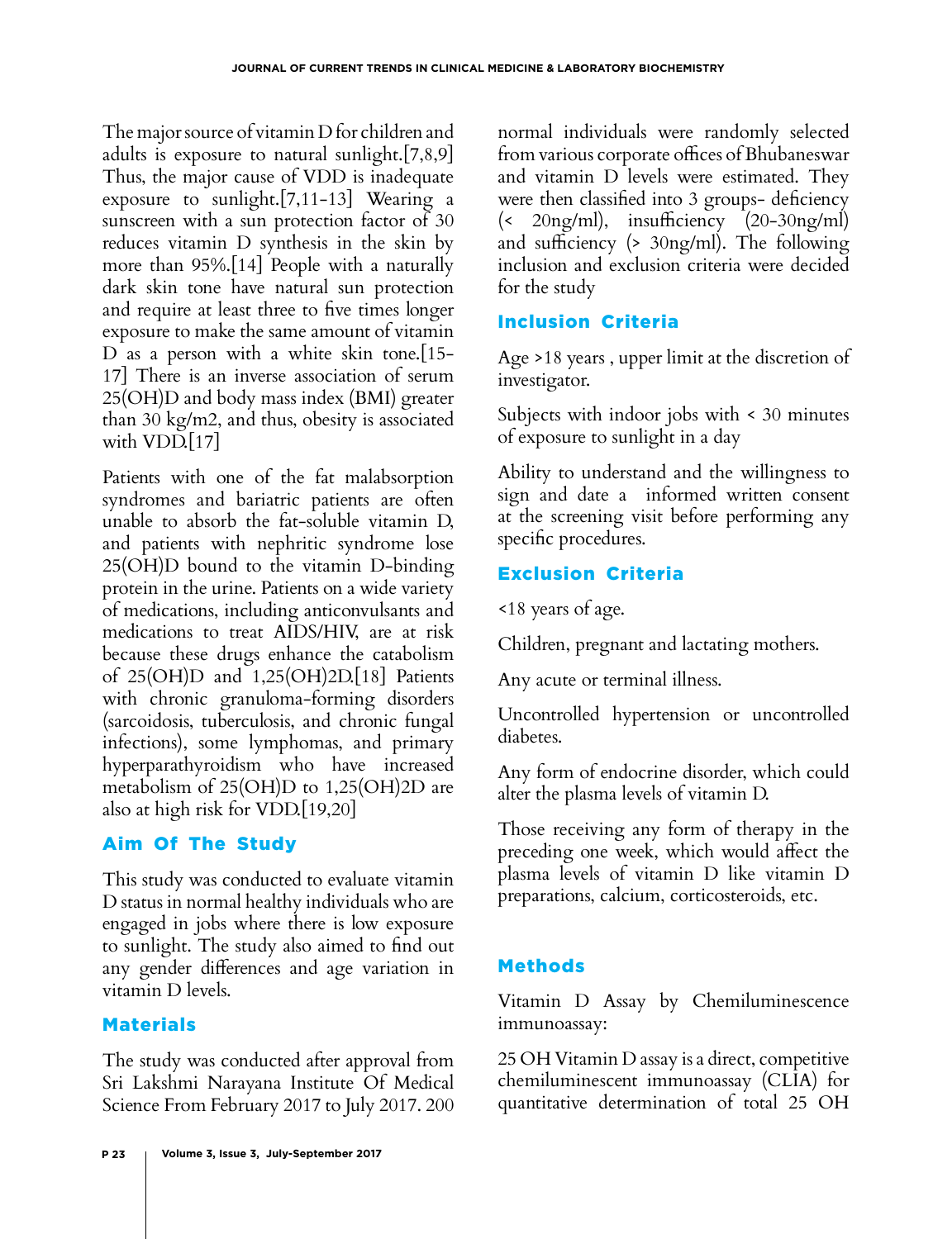The major source of vitamin D for children and adults is exposure to natural sunlight.[7,8,9] Thus, the major cause of VDD is inadequate exposure to sunlight.[7,11-13] Wearing a sunscreen with a sun protection factor of 30 reduces vitamin D synthesis in the skin by more than 95%.[14] People with a naturally dark skin tone have natural sun protection and require at least three to five times longer exposure to make the same amount of vitamin D as a person with a white skin tone.[15-17] There is an inverse association of serum 25(OH)D and body mass index (BMI) greater than 30 kg/m2, and thus, obesity is associated with VDD.[17]

Patients with one of the fat malabsorption syndromes and bariatric patients are often unable to absorb the fat-soluble vitamin D, and patients with nephritic syndrome lose 25(OH)D bound to the vitamin D-binding protein in the urine. Patients on a wide variety of medications, including anticonvulsants and medications to treat AIDS/HIV, are at risk because these drugs enhance the catabolism of 25(OH)D and 1,25(OH)2D.[18] Patients with chronic granuloma-forming disorders (sarcoidosis, tuberculosis, and chronic fungal infections), some lymphomas, and primary hyperparathyroidism who have increased metabolism of 25(OH)D to 1,25(OH)2D are also at high risk for VDD.[19,20]

## Aim Of The Study

This study was conducted to evaluate vitamin D status in normal healthy individuals who are engaged in jobs where there is low exposure to sunlight. The study also aimed to find out any gender differences and age variation in vitamin D levels.

## Materials

The study was conducted after approval from Sri Lakshmi Narayana Institute Of Medical Science From February 2017 to July 2017. 200 normal individuals were randomly selected from various corporate offices of Bhubaneswar and vitamin D levels were estimated. They were then classified into 3 groups- deficiency (< 20ng/ml), insufficiency (20-30ng/ml) and sufficiency (> 30ng/ml). The following inclusion and exclusion criteria were decided for the study

## Inclusion Criteria

Age >18 years , upper limit at the discretion of investigator.

Subjects with indoor jobs with < 30 minutes of exposure to sunlight in a day

Ability to understand and the willingness to sign and date a informed written consent at the screening visit before performing any specific procedures.

## Exclusion Criteria

<18 years of age.

Children, pregnant and lactating mothers.

Any acute or terminal illness.

Uncontrolled hypertension or uncontrolled diabetes.

Any form of endocrine disorder, which could alter the plasma levels of vitamin D.

Those receiving any form of therapy in the preceding one week, which would affect the plasma levels of vitamin D like vitamin D preparations, calcium, corticosteroids, etc.

## Methods

Vitamin D Assay by Chemiluminescence immunoassay:

25 OH Vitamin D assay is a direct, competitive chemiluminescent immunoassay (CLIA) for quantitative determination of total 25 OH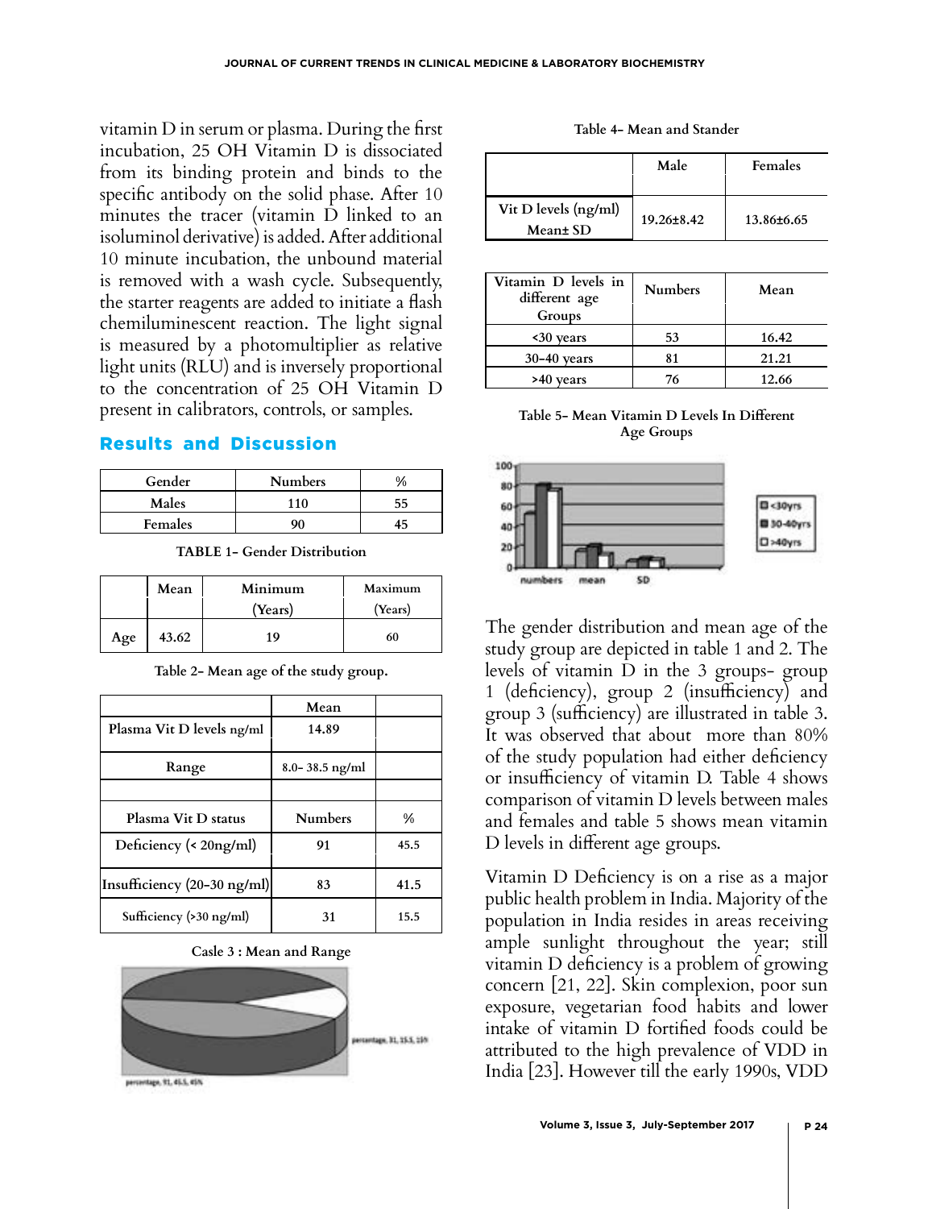vitamin D in serum or plasma. During the first incubation, 25 OH Vitamin D is dissociated from its binding protein and binds to the specific antibody on the solid phase. After 10 minutes the tracer (vitamin D linked to an isoluminol derivative) is added. After additional 10 minute incubation, the unbound material is removed with a wash cycle. Subsequently, the starter reagents are added to initiate a flash chemiluminescent reaction. The light signal is measured by a photomultiplier as relative light units (RLU) and is inversely proportional to the concentration of 25 OH Vitamin D present in calibrators, controls, or samples.

## Results and Discussion

| Gender | Numbers | % |
|---|---|---|
| Males | 110 | 55 |
| Females | 90 | 45 |

TABLE 1- Gender Distribution

| | Mean | Minimum (Years) | Maximum (Years) |
|---|---|---|---|
| Age | 43.62 | 19 | 60 |

Table 2- Mean age of the study group.

| | Mean | |
|---|---|---|
| Plasma Vit D levels ng/ml | 14.89 | |
| Range | 8.0- 38.5 ng/ml | |
| | | |
| Plasma Vit D status | Numbers | % |
| Deficiency (< 20ng/ml) | 91 | 45.5 |
| Insufficiency (20-30 ng/ml) | 83 | 41.5 |
| Sufficiency (>30 ng/ml) | 31 | 15.5 |

Casle 3 : Mean and Range

Table 4- Mean and Stander

| | Male | Females |
|---|---|---|
| Vit D levels (ng/ml) Mean± SD | 19.26±8.42 | 13.86±6.65 |

| Vitamin D levels in different age Groups | Numbers | Mean |
|---|---|---|
| <30 years | 53 | 16.42 |
| 30-40 years | 81 | 21.21 |
| >40 years | 76 | 12.66 |

Table 5- Mean Vitamin D Levels In Different Age Groups

The gender distribution and mean age of the study group are depicted in table 1 and 2. The levels of vitamin D in the 3 groups- group 1 (deficiency), group 2 (insufficiency) and group 3 (sufficiency) are illustrated in table 3. It was observed that about more than 80% of the study population had either deficiency or insufficiency of vitamin D. Table 4 shows comparison of vitamin D levels between males and females and table 5 shows mean vitamin D levels in different age groups.

Vitamin D Deficiency is on a rise as a major public health problem in India. Majority of the population in India resides in areas receiving ample sunlight throughout the year; still vitamin D deficiency is a problem of growing concern [21, 22]. Skin complexion, poor sun exposure, vegetarian food habits and lower intake of vitamin D fortified foods could be attributed to the high prevalence of VDD in India [23]. However till the early 1990s, VDD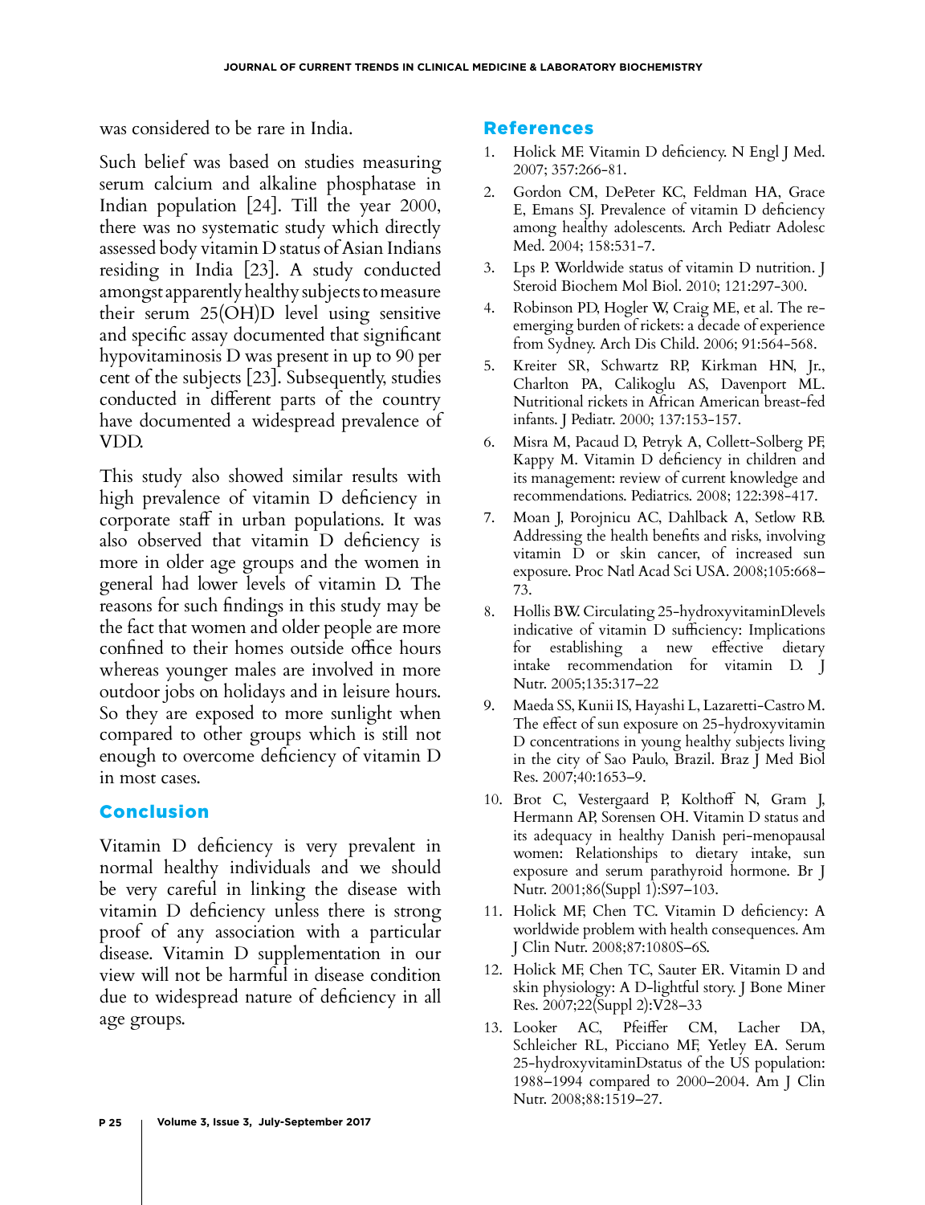was considered to be rare in India.

Such belief was based on studies measuring serum calcium and alkaline phosphatase in Indian population [24]. Till the year 2000, there was no systematic study which directly assessed body vitamin D status of Asian Indians residing in India [23]. A study conducted amongst apparently healthy subjects to measure their serum 25(OH)D level using sensitive and specific assay documented that significant hypovitaminosis D was present in up to 90 per cent of the subjects [23]. Subsequently, studies conducted in different parts of the country have documented a widespread prevalence of VDD.

This study also showed similar results with high prevalence of vitamin D deficiency in corporate staff in urban populations. It was also observed that vitamin D deficiency is more in older age groups and the women in general had lower levels of vitamin D. The reasons for such findings in this study may be the fact that women and older people are more confined to their homes outside office hours whereas younger males are involved in more outdoor jobs on holidays and in leisure hours. So they are exposed to more sunlight when compared to other groups which is still not enough to overcome deficiency of vitamin D in most cases.

## Conclusion

Vitamin D deficiency is very prevalent in normal healthy individuals and we should be very careful in linking the disease with vitamin D deficiency unless there is strong proof of any association with a particular disease. Vitamin D supplementation in our view will not be harmful in disease condition due to widespread nature of deficiency in all age groups.

## References

1. Holick MF. Vitamin D deficiency. N Engl J Med. 2007; 357:266-81.
2. Gordon CM, DePeter KC, Feldman HA, Grace E, Emans SJ. Prevalence of vitamin D deficiency among healthy adolescents. Arch Pediatr Adolesc Med. 2004; 158:531-7.
3. Lps P. Worldwide status of vitamin D nutrition. J Steroid Biochem Mol Biol. 2010; 121:297-300.
4. Robinson PD, Hogler W, Craig ME, et al. The re-emerging burden of rickets: a decade of experience from Sydney. Arch Dis Child. 2006; 91:564-568.
5. Kreiter SR, Schwartz RP, Kirkman HN, Jr., Charlton PA, Calikoglu AS, Davenport ML. Nutritional rickets in African American breast-fed infants. J Pediatr. 2000; 137:153-157.
6. Misra M, Pacaud D, Petryk A, Collett-Solberg PF, Kappy M. Vitamin D deficiency in children and its management: review of current knowledge and recommendations. Pediatrics. 2008; 122:398-417.
7. Moan J, Porojnicu AC, Dahlback A, Setlow RB. Addressing the health benefits and risks, involving vitamin D or skin cancer, of increased sun exposure. Proc Natl Acad Sci USA. 2008;105:668–73.
8. Hollis BW. Circulating 25-hydroxyvitaminDlevels indicative of vitamin D sufficiency: Implications for establishing a new effective dietary intake recommendation for vitamin D. J Nutr. 2005;135:317–22
9. Maeda SS, Kunii IS, Hayashi L, Lazaretti-Castro M. The effect of sun exposure on 25-hydroxyvitamin D concentrations in young healthy subjects living in the city of Sao Paulo, Brazil. Braz J Med Biol Res. 2007;40:1653–9.
10. Brot C, Vestergaard P, Kolthoff N, Gram J, Hermann AP, Sorensen OH. Vitamin D status and its adequacy in healthy Danish peri-menopausal women: Relationships to dietary intake, sun exposure and serum parathyroid hormone. Br J Nutr. 2001;86(Suppl 1):S97–103.
11. Holick MF, Chen TC. Vitamin D deficiency: A worldwide problem with health consequences. Am J Clin Nutr. 2008;87:1080S–6S.
12. Holick MF, Chen TC, Sauter ER. Vitamin D and skin physiology: A D-lightful story. J Bone Miner Res. 2007;22(Suppl 2):V28–33
13. Looker AC, Pfeiffer CM, Lacher DA, Schleicher RL, Picciano MF, Yetley EA. Serum 25-hydroxyvitaminDstatus of the US population: 1988–1994 compared to 2000–2004. Am J Clin Nutr. 2008;88:1519–27.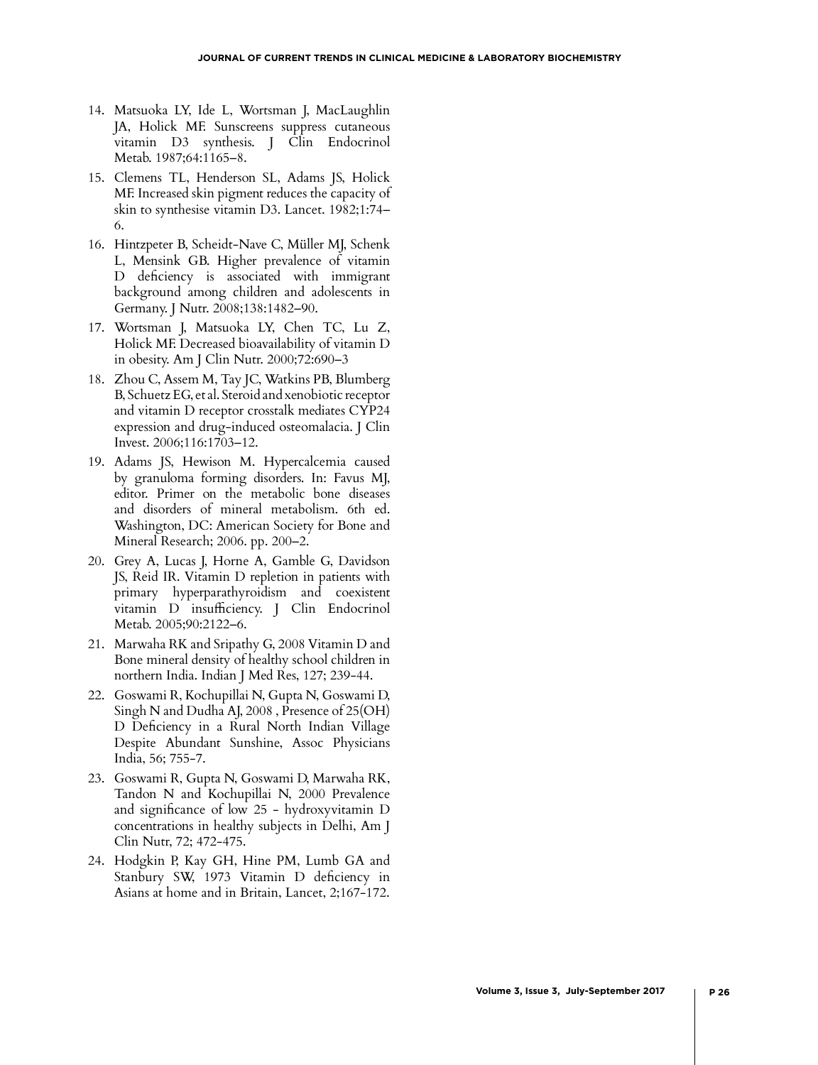14. Matsuoka LY, Ide L, Wortsman J, MacLaughlin JA, Holick MF. Sunscreens suppress cutaneous vitamin D3 synthesis. J Clin Endocrinol Metab. 1987;64:1165–8.
15. Clemens TL, Henderson SL, Adams JS, Holick MF. Increased skin pigment reduces the capacity of skin to synthesise vitamin D3. Lancet. 1982;1:74–6.
16. Hintzpeter B, Scheidt-Nave C, Müller MJ, Schenk L, Mensink GB. Higher prevalence of vitamin D deficiency is associated with immigrant background among children and adolescents in Germany. J Nutr. 2008;138:1482–90.
17. Wortsman J, Matsuoka LY, Chen TC, Lu Z, Holick MF. Decreased bioavailability of vitamin D in obesity. Am J Clin Nutr. 2000;72:690–3
18. Zhou C, Assem M, Tay JC, Watkins PB, Blumberg B, Schuetz EG, et al. Steroid and xenobiotic receptor and vitamin D receptor crosstalk mediates CYP24 expression and drug-induced osteomalacia. J Clin Invest. 2006;116:1703–12.
19. Adams JS, Hewison M. Hypercalcemia caused by granuloma forming disorders. In: Favus MJ, editor. Primer on the metabolic bone diseases and disorders of mineral metabolism. 6th ed. Washington, DC: American Society for Bone and Mineral Research; 2006. pp. 200–2.
20. Grey A, Lucas J, Horne A, Gamble G, Davidson JS, Reid IR. Vitamin D repletion in patients with primary hyperparathyroidism and coexistent vitamin D insufficiency. J Clin Endocrinol Metab. 2005;90:2122–6.
21. Marwaha RK and Sripathy G, 2008 Vitamin D and Bone mineral density of healthy school children in northern India. Indian J Med Res, 127; 239-44.
22. Goswami R, Kochupillai N, Gupta N, Goswami D, Singh N and Dudha AJ, 2008 , Presence of 25(OH) D Deficiency in a Rural North Indian Village Despite Abundant Sunshine, Assoc Physicians India, 56; 755-7.
23. Goswami R, Gupta N, Goswami D, Marwaha RK, Tandon N and Kochupillai N, 2000 Prevalence and significance of low 25 - hydroxyvitamin D concentrations in healthy subjects in Delhi, Am J Clin Nutr, 72; 472-475.
24. Hodgkin P, Kay GH, Hine PM, Lumb GA and Stanbury SW, 1973 Vitamin D deficiency in Asians at home and in Britain, Lancet, 2;167-172.